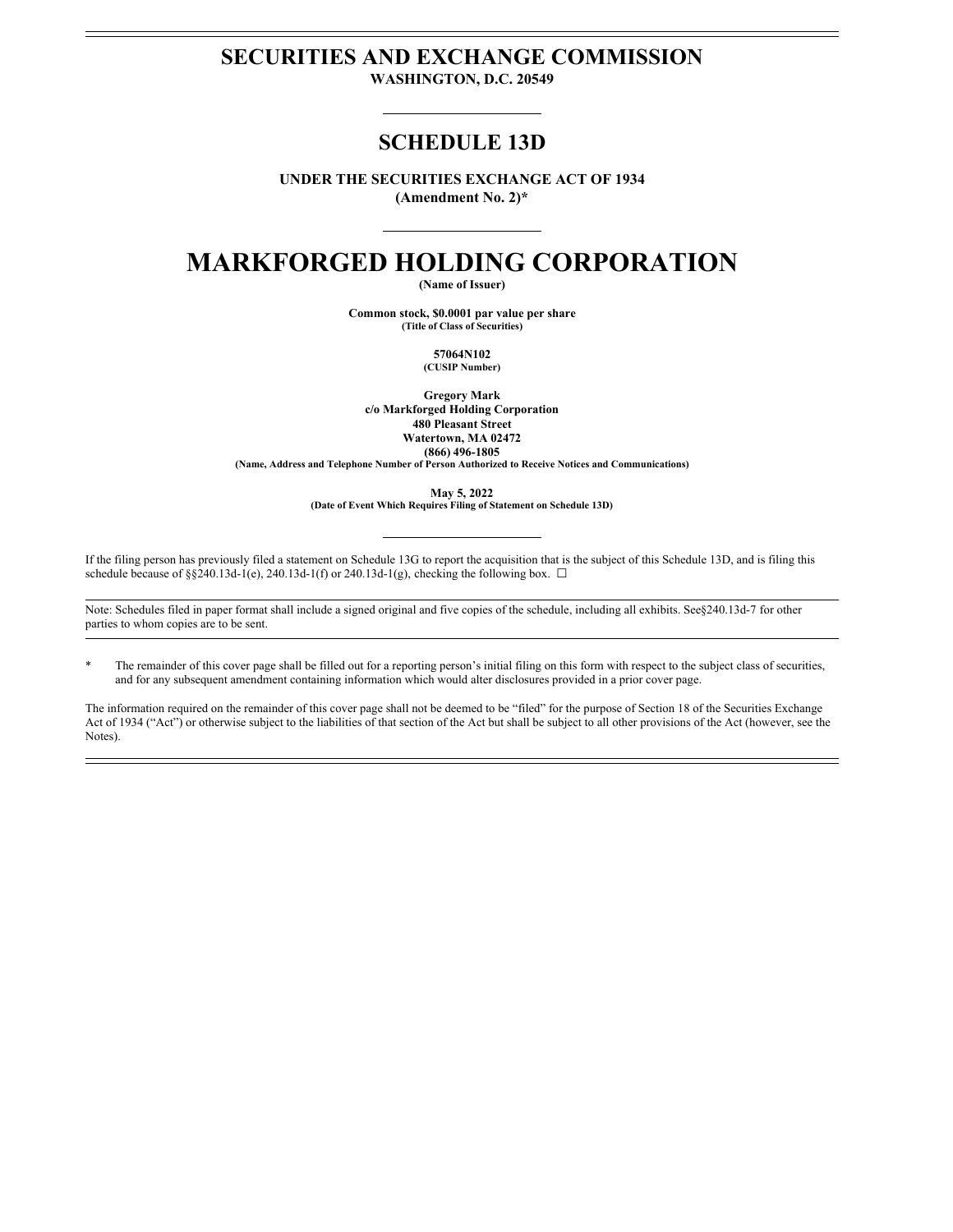# SECURITIES AND EXCHANGE COMMISSION

**WASHINGTON, D.C. 20549**

## SCHEDULE 13D

**UNDER THE SECURITIES EXCHANGE ACT OF 1934**
**(Amendment No. 2)***

# MARKFORGED HOLDING CORPORATION

**(Name of Issuer)**

**Common stock, $0.0001 par value per share**
**(Title of Class of Securities)**

**57064N102**
**(CUSIP Number)**

**Gregory Mark**
**c/o Markforged Holding Corporation**
**480 Pleasant Street**
**Watertown, MA 02472**
**(866) 496-1805**
**(Name, Address and Telephone Number of Person Authorized to Receive Notices and Communications)**

**May 5, 2022**
**(Date of Event Which Requires Filing of Statement on Schedule 13D)**

If the filing person has previously filed a statement on Schedule 13G to report the acquisition that is the subject of this Schedule 13D, and is filing this schedule because of §§240.13d-1(e), 240.13d-1(f) or 240.13d-1(g), checking the following box. ☐

Note: Schedules filed in paper format shall include a signed original and five copies of the schedule, including all exhibits. See§240.13d-7 for other parties to whom copies are to be sent.

\* The remainder of this cover page shall be filled out for a reporting person's initial filing on this form with respect to the subject class of securities, and for any subsequent amendment containing information which would alter disclosures provided in a prior cover page.

The information required on the remainder of this cover page shall not be deemed to be "filed" for the purpose of Section 18 of the Securities Exchange Act of 1934 ("Act") or otherwise subject to the liabilities of that section of the Act but shall be subject to all other provisions of the Act (however, see the Notes).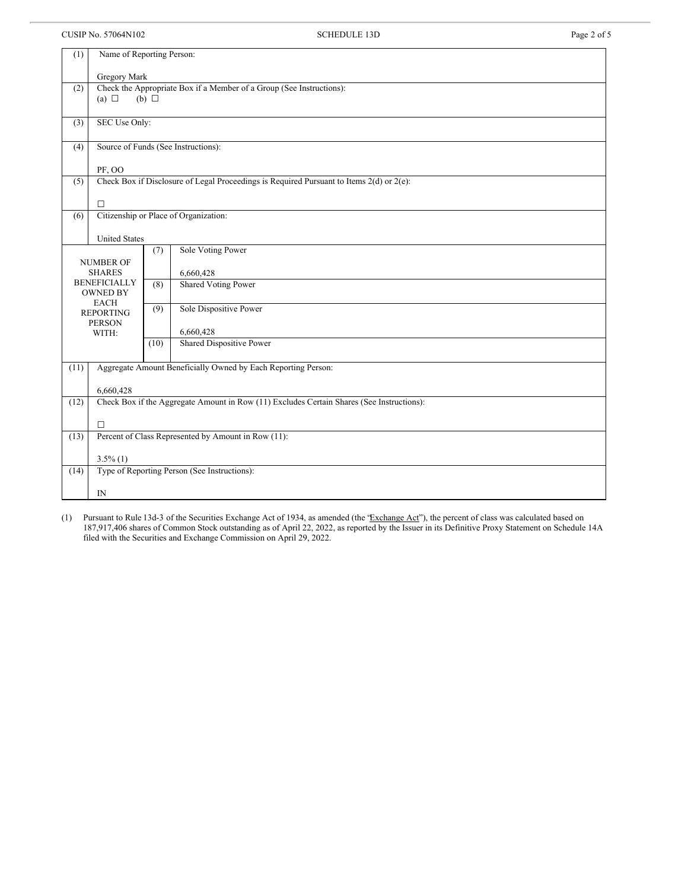| (1) | Name of Reporting Person: | | |
|---|---|---|---|
| | Gregory Mark | | |
| (2) | Check the Appropriate Box if a Member of a Group (See Instructions): (a) ☐ (b) ☐ | | |
| (3) | SEC Use Only: | | |
| (4) | Source of Funds (See Instructions): PF, OO | | |
| (5) | Check Box if Disclosure of Legal Proceedings is Required Pursuant to Items 2(d) or 2(e): ☐ | | |
| (6) | Citizenship or Place of Organization: United States | | |
| NUMBER OF SHARES BENEFICIALLY OWNED BY EACH REPORTING PERSON WITH: | | (7) | Sole Voting Power 6,660,428 |
| | | (8) | Shared Voting Power |
| | | (9) | Sole Dispositive Power 6,660,428 |
| | | (10) | Shared Dispositive Power |
| (11) | Aggregate Amount Beneficially Owned by Each Reporting Person: 6,660,428 | | |
| (12) | Check Box if the Aggregate Amount in Row (11) Excludes Certain Shares (See Instructions): ☐ | | |
| (13) | Percent of Class Represented by Amount in Row (11): 3.5% (1) | | |
| (14) | Type of Reporting Person (See Instructions): IN | | |

(1) Pursuant to Rule 13d-3 of the Securities Exchange Act of 1934, as amended (the "Exchange Act"), the percent of class was calculated based on 187,917,406 shares of Common Stock outstanding as of April 22, 2022, as reported by the Issuer in its Definitive Proxy Statement on Schedule 14A filed with the Securities and Exchange Commission on April 29, 2022.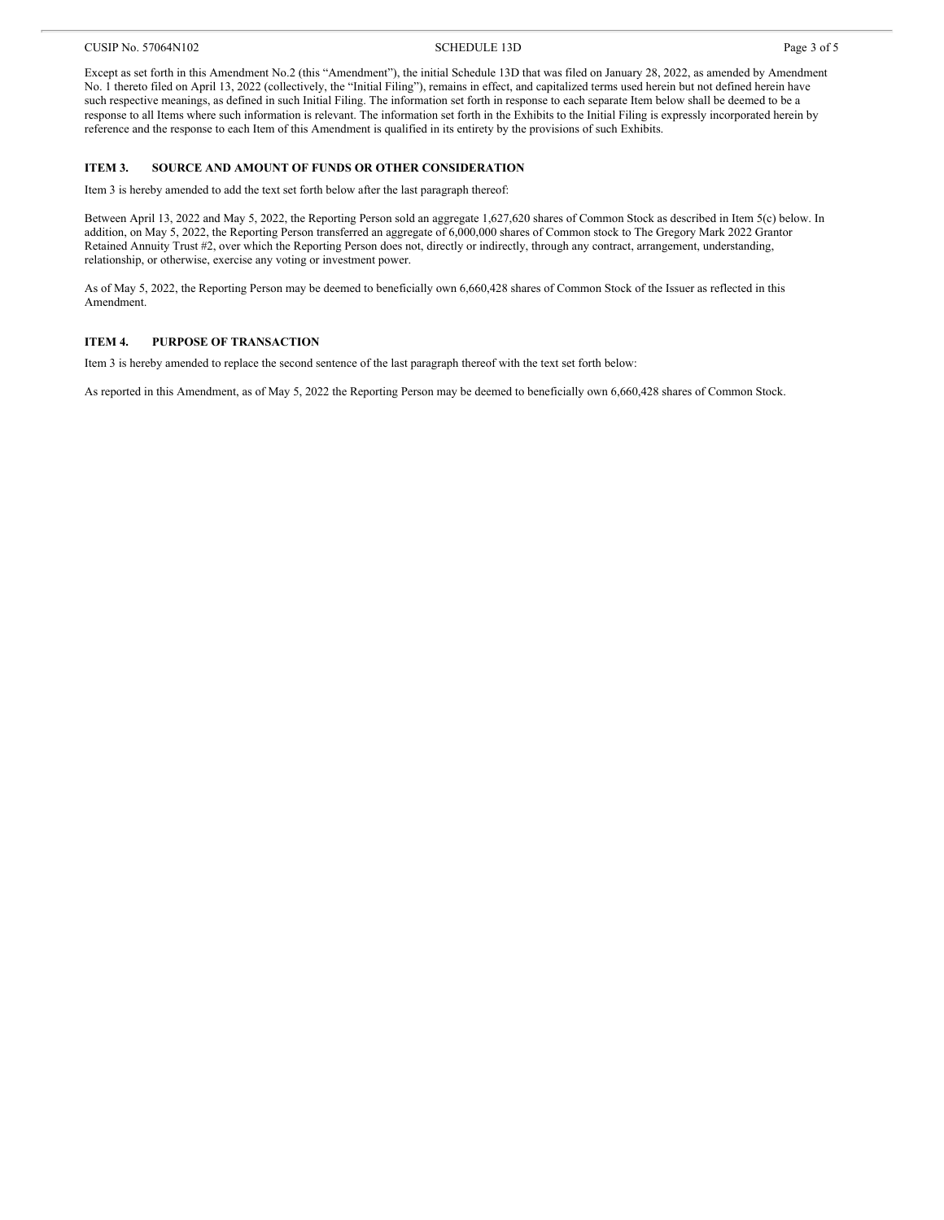Except as set forth in this Amendment No.2 (this "Amendment"), the initial Schedule 13D that was filed on January 28, 2022, as amended by Amendment No. 1 thereto filed on April 13, 2022 (collectively, the "Initial Filing"), remains in effect, and capitalized terms used herein but not defined herein have such respective meanings, as defined in such Initial Filing. The information set forth in response to each separate Item below shall be deemed to be a response to all Items where such information is relevant. The information set forth in the Exhibits to the Initial Filing is expressly incorporated herein by reference and the response to each Item of this Amendment is qualified in its entirety by the provisions of such Exhibits.

## ITEM 3. SOURCE AND AMOUNT OF FUNDS OR OTHER CONSIDERATION

Item 3 is hereby amended to add the text set forth below after the last paragraph thereof:

Between April 13, 2022 and May 5, 2022, the Reporting Person sold an aggregate 1,627,620 shares of Common Stock as described in Item 5(c) below. In addition, on May 5, 2022, the Reporting Person transferred an aggregate of 6,000,000 shares of Common stock to The Gregory Mark 2022 Grantor Retained Annuity Trust #2, over which the Reporting Person does not, directly or indirectly, through any contract, arrangement, understanding, relationship, or otherwise, exercise any voting or investment power.

As of May 5, 2022, the Reporting Person may be deemed to beneficially own 6,660,428 shares of Common Stock of the Issuer as reflected in this Amendment.

## ITEM 4. PURPOSE OF TRANSACTION

Item 3 is hereby amended to replace the second sentence of the last paragraph thereof with the text set forth below:

As reported in this Amendment, as of May 5, 2022 the Reporting Person may be deemed to beneficially own 6,660,428 shares of Common Stock.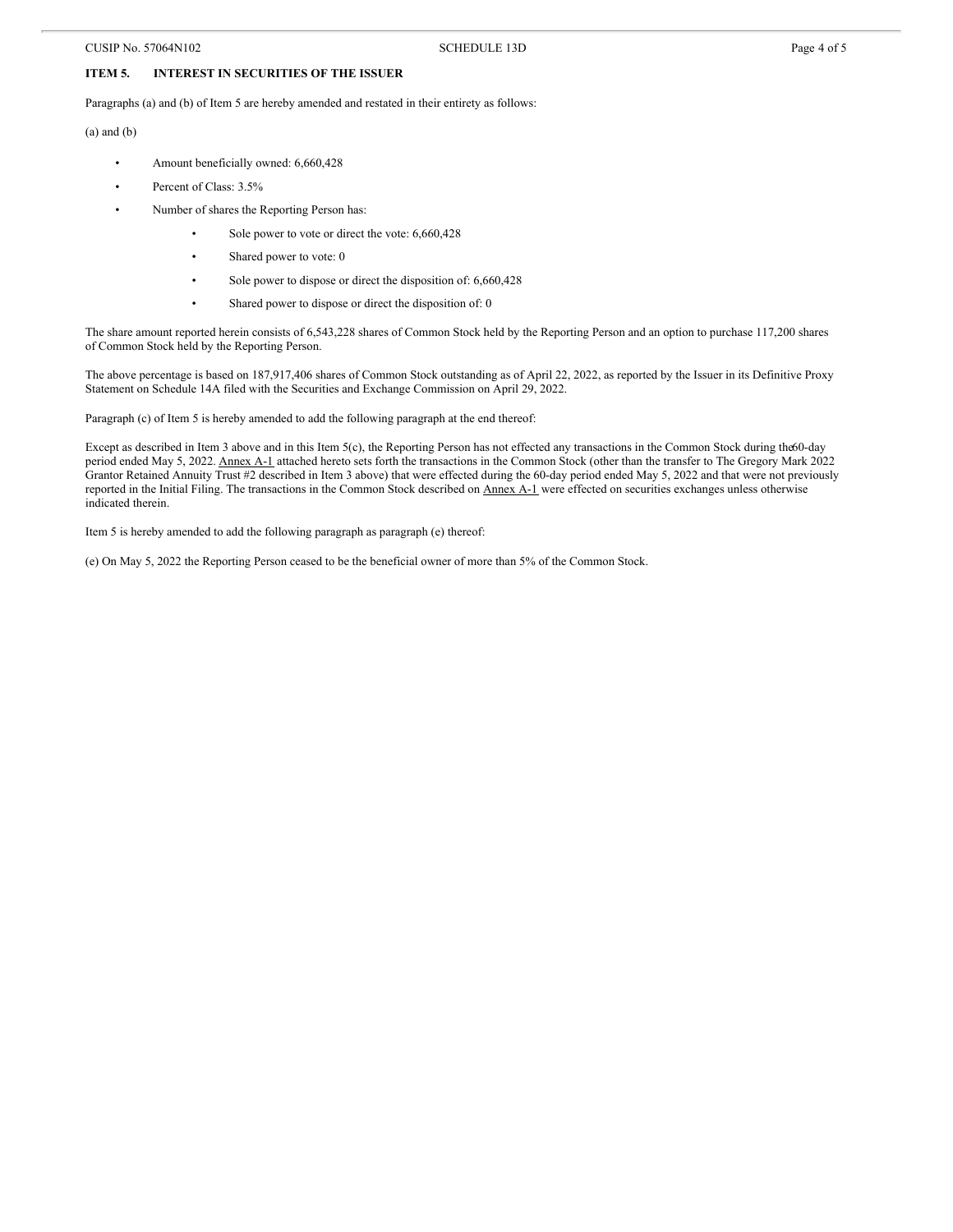**ITEM 5. INTEREST IN SECURITIES OF THE ISSUER**

Paragraphs (a) and (b) of Item 5 are hereby amended and restated in their entirety as follows:

(a) and (b)

- Amount beneficially owned: 6,660,428
- Percent of Class: 3.5%
- Number of shares the Reporting Person has:
  - Sole power to vote or direct the vote: 6,660,428
  - Shared power to vote: 0
  - Sole power to dispose or direct the disposition of: 6,660,428
  - Shared power to dispose or direct the disposition of: 0

The share amount reported herein consists of 6,543,228 shares of Common Stock held by the Reporting Person and an option to purchase 117,200 shares of Common Stock held by the Reporting Person.

The above percentage is based on 187,917,406 shares of Common Stock outstanding as of April 22, 2022, as reported by the Issuer in its Definitive Proxy Statement on Schedule 14A filed with the Securities and Exchange Commission on April 29, 2022.

Paragraph (c) of Item 5 is hereby amended to add the following paragraph at the end thereof:

Except as described in Item 3 above and in this Item 5(c), the Reporting Person has not effected any transactions in the Common Stock during the 60-day period ended May 5, 2022. Annex A-1 attached hereto sets forth the transactions in the Common Stock (other than the transfer to The Gregory Mark 2022 Grantor Retained Annuity Trust #2 described in Item 3 above) that were effected during the 60-day period ended May 5, 2022 and that were not previously reported in the Initial Filing. The transactions in the Common Stock described on Annex A-1 were effected on securities exchanges unless otherwise indicated therein.

Item 5 is hereby amended to add the following paragraph as paragraph (e) thereof:

(e) On May 5, 2022 the Reporting Person ceased to be the beneficial owner of more than 5% of the Common Stock.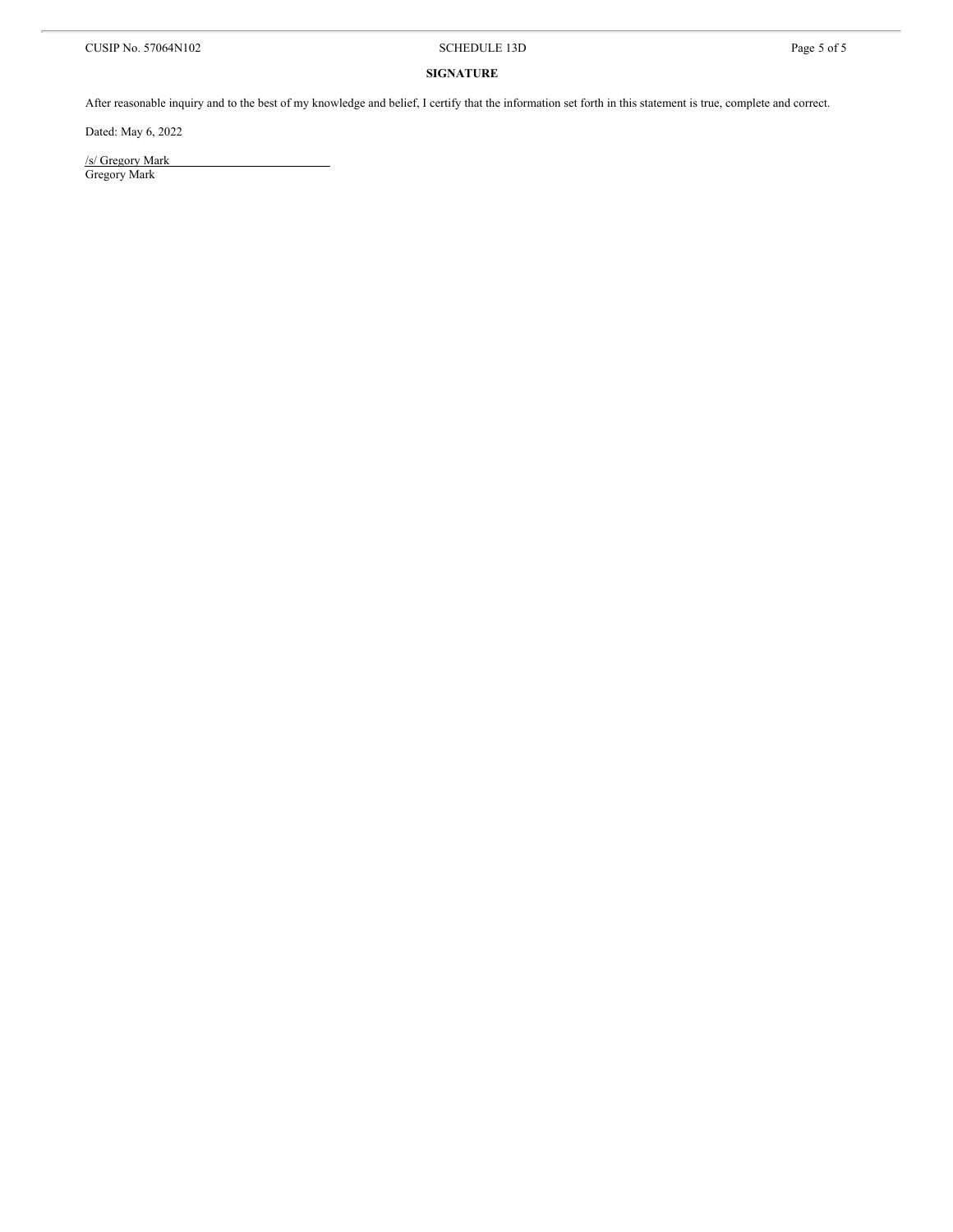**SIGNATURE**

After reasonable inquiry and to the best of my knowledge and belief, I certify that the information set forth in this statement is true, complete and correct.

Dated: May 6, 2022

/s/ Gregory Mark
Gregory Mark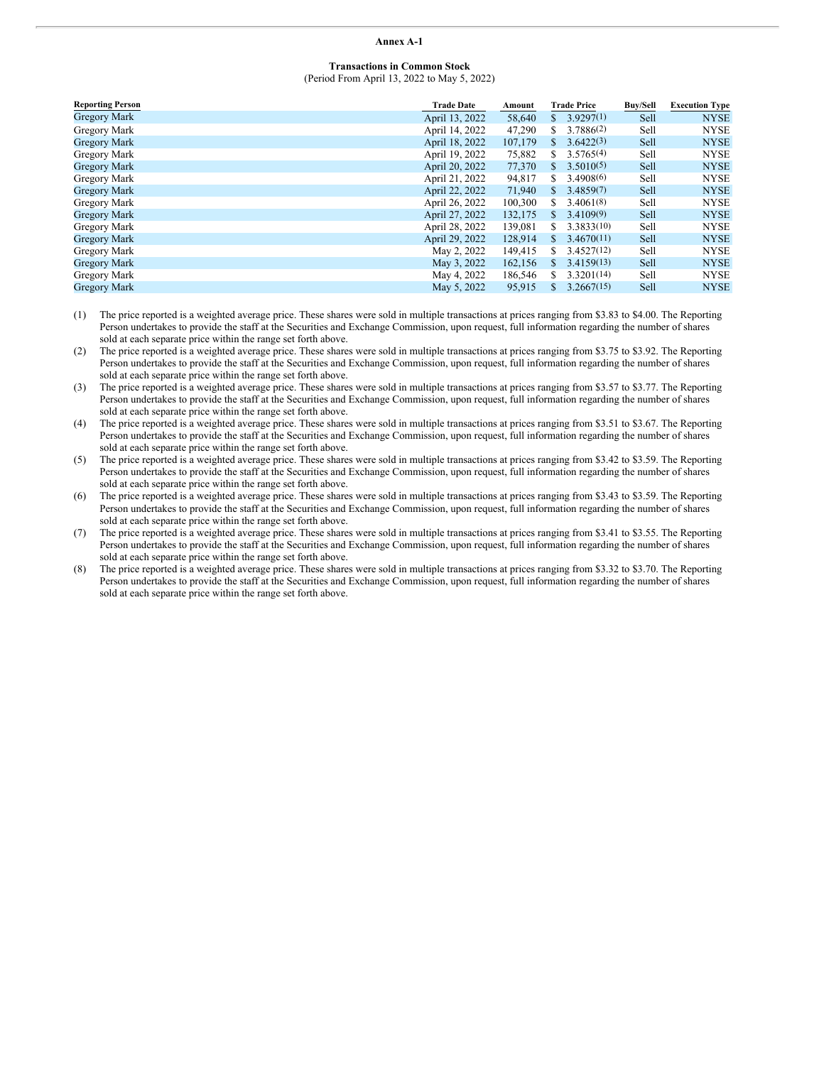**Annex A-1**

**Transactions in Common Stock**
(Period From April 13, 2022 to May 5, 2022)

| Reporting Person | Trade Date | Amount | Trade Price | Buy/Sell | Execution Type |
|---|---|---|---|---|---|
| Gregory Mark | April 13, 2022 | 58,640 | $ 3.9297(1) | Sell | NYSE |
| Gregory Mark | April 14, 2022 | 47,290 | $ 3.7886(2) | Sell | NYSE |
| Gregory Mark | April 18, 2022 | 107,179 | $ 3.6422(3) | Sell | NYSE |
| Gregory Mark | April 19, 2022 | 75,882 | $ 3.5765(4) | Sell | NYSE |
| Gregory Mark | April 20, 2022 | 77,370 | $ 3.5010(5) | Sell | NYSE |
| Gregory Mark | April 21, 2022 | 94,817 | $ 3.4908(6) | Sell | NYSE |
| Gregory Mark | April 22, 2022 | 71,940 | $ 3.4859(7) | Sell | NYSE |
| Gregory Mark | April 26, 2022 | 100,300 | $ 3.4061(8) | Sell | NYSE |
| Gregory Mark | April 27, 2022 | 132,175 | $ 3.4109(9) | Sell | NYSE |
| Gregory Mark | April 28, 2022 | 139,081 | $ 3.3833(10) | Sell | NYSE |
| Gregory Mark | April 29, 2022 | 128,914 | $ 3.4670(11) | Sell | NYSE |
| Gregory Mark | May 2, 2022 | 149,415 | $ 3.4527(12) | Sell | NYSE |
| Gregory Mark | May 3, 2022 | 162,156 | $ 3.4159(13) | Sell | NYSE |
| Gregory Mark | May 4, 2022 | 186,546 | $ 3.3201(14) | Sell | NYSE |
| Gregory Mark | May 5, 2022 | 95,915 | $ 3.2667(15) | Sell | NYSE |

(1) The price reported is a weighted average price. These shares were sold in multiple transactions at prices ranging from $3.83 to $4.00. The Reporting Person undertakes to provide the staff at the Securities and Exchange Commission, upon request, full information regarding the number of shares sold at each separate price within the range set forth above.

(2) The price reported is a weighted average price. These shares were sold in multiple transactions at prices ranging from $3.75 to $3.92. The Reporting Person undertakes to provide the staff at the Securities and Exchange Commission, upon request, full information regarding the number of shares sold at each separate price within the range set forth above.

(3) The price reported is a weighted average price. These shares were sold in multiple transactions at prices ranging from $3.57 to $3.77. The Reporting Person undertakes to provide the staff at the Securities and Exchange Commission, upon request, full information regarding the number of shares sold at each separate price within the range set forth above.

(4) The price reported is a weighted average price. These shares were sold in multiple transactions at prices ranging from $3.51 to $3.67. The Reporting Person undertakes to provide the staff at the Securities and Exchange Commission, upon request, full information regarding the number of shares sold at each separate price within the range set forth above.

(5) The price reported is a weighted average price. These shares were sold in multiple transactions at prices ranging from $3.42 to $3.59. The Reporting Person undertakes to provide the staff at the Securities and Exchange Commission, upon request, full information regarding the number of shares sold at each separate price within the range set forth above.

(6) The price reported is a weighted average price. These shares were sold in multiple transactions at prices ranging from $3.43 to $3.59. The Reporting Person undertakes to provide the staff at the Securities and Exchange Commission, upon request, full information regarding the number of shares sold at each separate price within the range set forth above.

(7) The price reported is a weighted average price. These shares were sold in multiple transactions at prices ranging from $3.41 to $3.55. The Reporting Person undertakes to provide the staff at the Securities and Exchange Commission, upon request, full information regarding the number of shares sold at each separate price within the range set forth above.

(8) The price reported is a weighted average price. These shares were sold in multiple transactions at prices ranging from $3.32 to $3.70. The Reporting Person undertakes to provide the staff at the Securities and Exchange Commission, upon request, full information regarding the number of shares sold at each separate price within the range set forth above.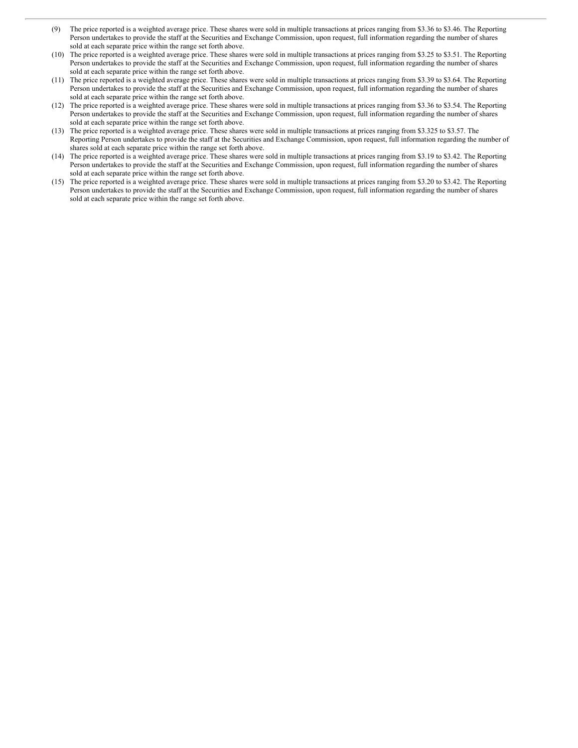(9) The price reported is a weighted average price. These shares were sold in multiple transactions at prices ranging from \$3.36 to \$3.46. The Reporting Person undertakes to provide the staff at the Securities and Exchange Commission, upon request, full information regarding the number of shares sold at each separate price within the range set forth above.

(10) The price reported is a weighted average price. These shares were sold in multiple transactions at prices ranging from \$3.25 to \$3.51. The Reporting Person undertakes to provide the staff at the Securities and Exchange Commission, upon request, full information regarding the number of shares sold at each separate price within the range set forth above.

(11) The price reported is a weighted average price. These shares were sold in multiple transactions at prices ranging from \$3.39 to \$3.64. The Reporting Person undertakes to provide the staff at the Securities and Exchange Commission, upon request, full information regarding the number of shares sold at each separate price within the range set forth above.

(12) The price reported is a weighted average price. These shares were sold in multiple transactions at prices ranging from \$3.36 to \$3.54. The Reporting Person undertakes to provide the staff at the Securities and Exchange Commission, upon request, full information regarding the number of shares sold at each separate price within the range set forth above.

(13) The price reported is a weighted average price. These shares were sold in multiple transactions at prices ranging from \$3.325 to \$3.57. The Reporting Person undertakes to provide the staff at the Securities and Exchange Commission, upon request, full information regarding the number of shares sold at each separate price within the range set forth above.

(14) The price reported is a weighted average price. These shares were sold in multiple transactions at prices ranging from \$3.19 to \$3.42. The Reporting Person undertakes to provide the staff at the Securities and Exchange Commission, upon request, full information regarding the number of shares sold at each separate price within the range set forth above.

(15) The price reported is a weighted average price. These shares were sold in multiple transactions at prices ranging from \$3.20 to \$3.42. The Reporting Person undertakes to provide the staff at the Securities and Exchange Commission, upon request, full information regarding the number of shares sold at each separate price within the range set forth above.